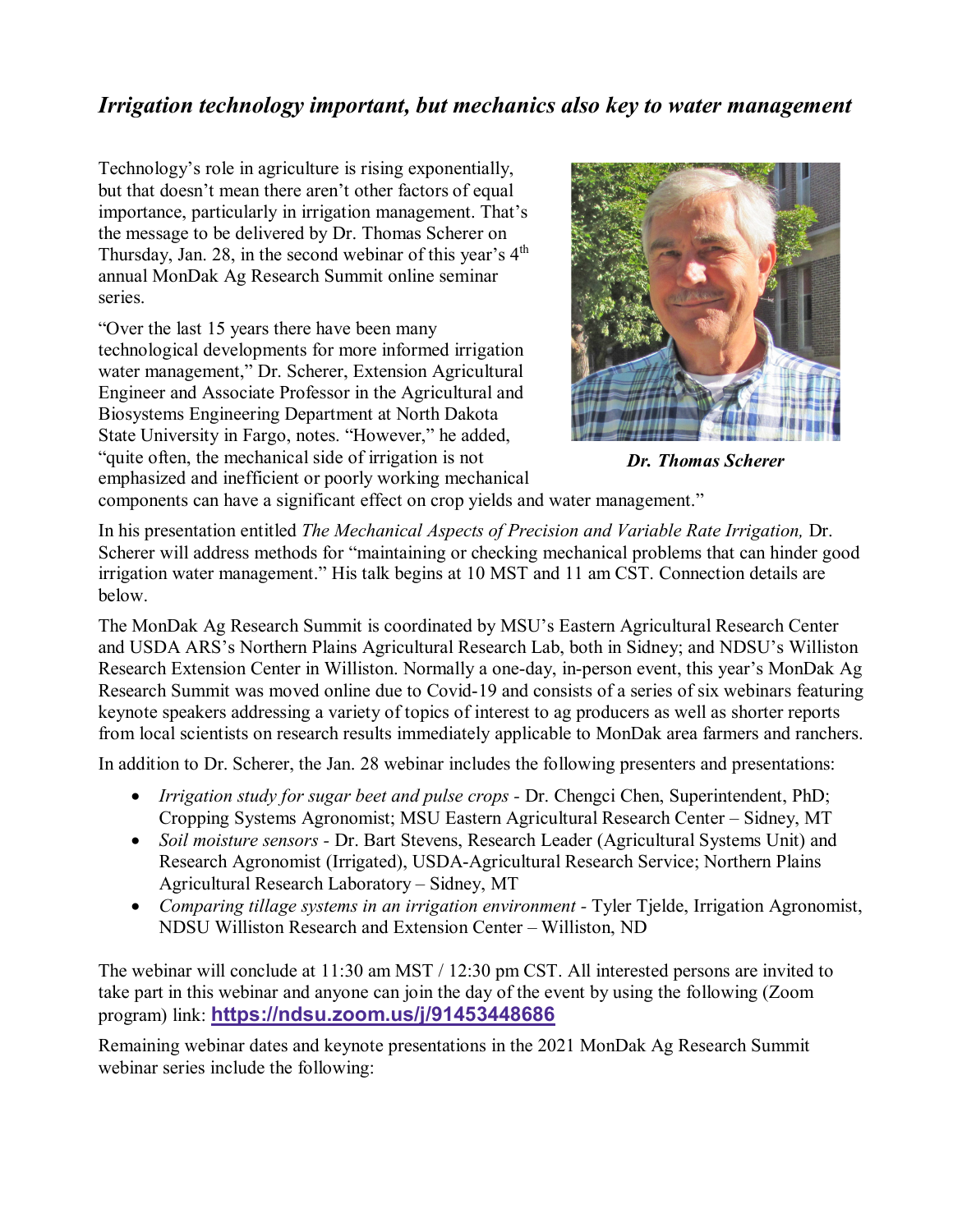# *Irrigation technology important, but mechanics also key to water management*

Technology's role in agriculture is rising exponentially, but that doesn't mean there aren't other factors of equal importance, particularly in irrigation management. That's the message to be delivered by Dr. Thomas Scherer on Thursday, Jan. 28, in the second webinar of this year's 4th annual MonDak Ag Research Summit online seminar series.

"Over the last 15 years there have been many technological developments for more informed irrigation water management," Dr. Scherer, Extension Agricultural Engineer and Associate Professor in the Agricultural and Biosystems Engineering Department at North Dakota State University in Fargo, notes. "However," he added, "quite often, the mechanical side of irrigation is not emphasized and inefficient or poorly working mechanical components can have a significant effect on crop yields and water management."

***Dr. Thomas Scherer***

In his presentation entitled *The Mechanical Aspects of Precision and Variable Rate Irrigation,* Dr. Scherer will address methods for "maintaining or checking mechanical problems that can hinder good irrigation water management." His talk begins at 10 MST and 11 am CST. Connection details are below.

The MonDak Ag Research Summit is coordinated by MSU's Eastern Agricultural Research Center and USDA ARS's Northern Plains Agricultural Research Lab, both in Sidney; and NDSU's Williston Research Extension Center in Williston. Normally a one-day, in-person event, this year's MonDak Ag Research Summit was moved online due to Covid-19 and consists of a series of six webinars featuring keynote speakers addressing a variety of topics of interest to ag producers as well as shorter reports from local scientists on research results immediately applicable to MonDak area farmers and ranchers.

In addition to Dr. Scherer, the Jan. 28 webinar includes the following presenters and presentations:

- *Irrigation study for sugar beet and pulse crops* - Dr. Chengci Chen, Superintendent, PhD; Cropping Systems Agronomist; MSU Eastern Agricultural Research Center – Sidney, MT
- *Soil moisture sensors* - Dr. Bart Stevens, Research Leader (Agricultural Systems Unit) and Research Agronomist (Irrigated), USDA-Agricultural Research Service; Northern Plains Agricultural Research Laboratory – Sidney, MT
- *Comparing tillage systems in an irrigation environment* - Tyler Tjelde, Irrigation Agronomist, NDSU Williston Research and Extension Center – Williston, ND

The webinar will conclude at 11:30 am MST / 12:30 pm CST. All interested persons are invited to take part in this webinar and anyone can join the day of the event by using the following (Zoom program) link: **https://ndsu.zoom.us/j/91453448686**

Remaining webinar dates and keynote presentations in the 2021 MonDak Ag Research Summit webinar series include the following: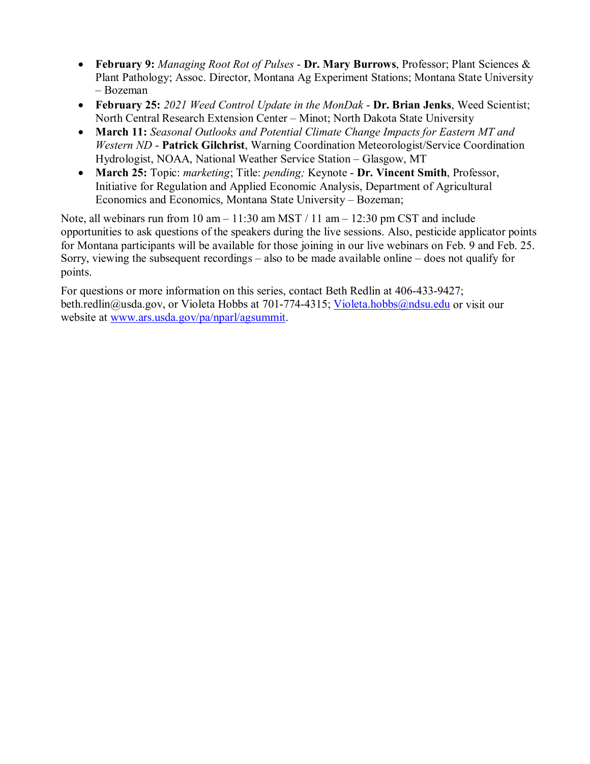- **February 9:** *Managing Root Rot of Pulses* - **Dr. Mary Burrows**, Professor; Plant Sciences & Plant Pathology; Assoc. Director, Montana Ag Experiment Stations; Montana State University – Bozeman
- **February 25:** *2021 Weed Control Update in the MonDak* - **Dr. Brian Jenks**, Weed Scientist; North Central Research Extension Center – Minot; North Dakota State University
- **March 11:** *Seasonal Outlooks and Potential Climate Change Impacts for Eastern MT and Western ND* - **Patrick Gilchrist**, Warning Coordination Meteorologist/Service Coordination Hydrologist, NOAA, National Weather Service Station – Glasgow, MT
- **March 25:** Topic: *marketing*; Title: *pending;* Keynote - **Dr. Vincent Smith**, Professor, Initiative for Regulation and Applied Economic Analysis, Department of Agricultural Economics and Economics, Montana State University – Bozeman;

Note, all webinars run from 10 am – 11:30 am MST / 11 am – 12:30 pm CST and include opportunities to ask questions of the speakers during the live sessions. Also, pesticide applicator points for Montana participants will be available for those joining in our live webinars on Feb. 9 and Feb. 25. Sorry, viewing the subsequent recordings – also to be made available online – does not qualify for points.

For questions or more information on this series, contact Beth Redlin at 406-433-9427; beth.redlin@usda.gov, or Violeta Hobbs at 701-774-4315; [Violeta.hobbs@ndsu.edu](mailto:Violeta.hobbs@ndsu.edu) or visit our website at [www.ars.usda.gov/pa/nparl/agsummit](www.ars.usda.gov/pa/nparl/agsummit).